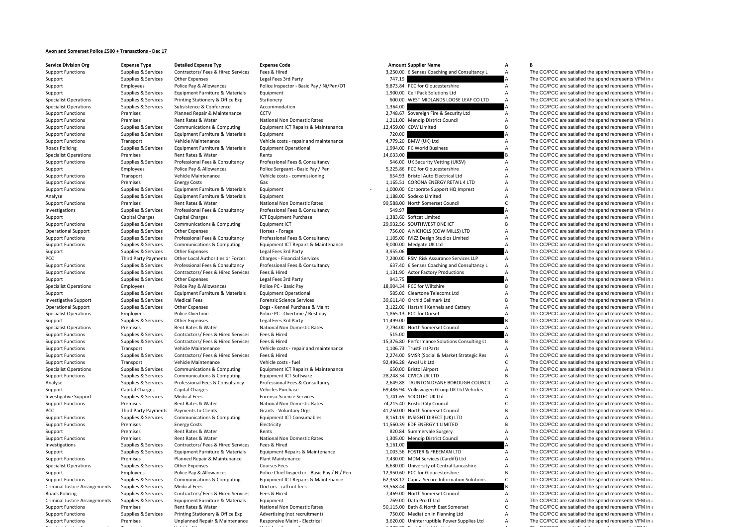**Avon and Somerset Police £500 + Transactions - Dec 17**

| Service Division Org | Expense Type | Detailed Expense Typ | Expense Code | Amount | Supplier Name | A | B |
|---|---|---|---|---|---|---|---|
| Support Functions | Supplies & Services | Contractors/ Fees & Hired Services | Fees & Hired | 3,250.00 | 6 Senses Coaching and Consultancy L | A | The CC/PCC are satisfied the spend represents VFM in a |
| Support | Supplies & Services | Other Expenses | Legal Fees 3rd Party | 747.19 | | A | The CC/PCC are satisfied the spend represents VFM in a |
| Support | Employees | Police Pay & Allowances | Police Inspector - Basic Pay / Ni/Pen/OT | 9,873.84 | PCC for Gloucestershire | A | The CC/PCC are satisfied the spend represents VFM in a |
| Support | Supplies & Services | Equipment Furniture & Materials | Equipment | 1,900.00 | Cell Pack Solutions Ltd | A | The CC/PCC are satisfied the spend represents VFM in a |
| Specialist Operations | Supplies & Services | Printing Stationery & Office Exp | Stationery | 600.00 | WEST MIDLANDS LOOSE LEAF CO LTD | A | The CC/PCC are satisfied the spend represents VFM in a |
| Specialist Operations | Supplies & Services | Subsistence & Conference | Accommodation | 1,364.00 | | A | The CC/PCC are satisfied the spend represents VFM in a |
| Support Functions | Premises | Planned Repair & Maintenance | CCTV | 2,748.67 | Sovereign Fire & Security Ltd | A | The CC/PCC are satisfied the spend represents VFM in a |
| Support Functions | Premises | Rent Rates & Water | National Non Domestic Rates | 1,211.00 | Mendip District Council | A | The CC/PCC are satisfied the spend represents VFM in a |
| Support Functions | Supplies & Services | Communications & Computing | Equipment ICT Repairs & Maintenance | 12,459.00 | CDW Limited | B | The CC/PCC are satisfied the spend represents VFM in a |
| Support Functions | Supplies & Services | Equipment Furniture & Materials | Equipment | 720.00 | | A | The CC/PCC are satisfied the spend represents VFM in a |
| Support Functions | Transport | Vehicle Maintenance | Vehicle costs - repair and maintenance | 4,779.20 | BMW (UK) Ltd | A | The CC/PCC are satisfied the spend represents VFM in a |
| Roads Policing | Supplies & Services | Equipment Furniture & Materials | Equipment Operational | 1,994.00 | PC World Business | A | The CC/PCC are satisfied the spend represents VFM in a |
| Specialist Operations | Premises | Rent Rates & Water | Rents | 14,633.00 | | B | The CC/PCC are satisfied the spend represents VFM in a |
| Support Functions | Supplies & Services | Professional Fees & Consultancy | Professional Fees & Consultancy | 546.00 | UK Security Vetting (UKSV) | A | The CC/PCC are satisfied the spend represents VFM in a |
| Support | Employees | Police Pay & Allowances | Police Sergeant - Basic Pay / Pen | 5,225.86 | PCC for Gloucestershire | A | The CC/PCC are satisfied the spend represents VFM in a |
| Support Functions | Transport | Vehicle Maintenance | Vehicle costs - commissioning | 654.93 | Bristol Auto Electrical Ltd | A | The CC/PCC are satisfied the spend represents VFM in a |
| Support Functions | Premises | Energy Costs | Gas | 1,165.51 | CORONA ENERGY RETAIL 4 LTD | A | The CC/PCC are satisfied the spend represents VFM in a |
| Support Functions | Supplies & Services | Equipment Furniture & Materials | Equipment | - 1,000.00 | Corporate Support HQ Imprest | A | The CC/PCC are satisfied the spend represents VFM in a |
| Analyse | Supplies & Services | Equipment Furniture & Materials | Equipment | 1,188.00 | Sodexo Limited | A | The CC/PCC are satisfied the spend represents VFM in a |
| Support Functions | Premises | Rent Rates & Water | National Non Domestic Rates | 99,588.00 | North Somerset Council | C | The CC/PCC are satisfied the spend represents VFM in a |
| Investigations | Supplies & Services | Professional Fees & Consultancy | Professional Fees & Consultancy | 549.97 | | A | The CC/PCC are satisfied the spend represents VFM in a |
| Support | Capital Charges | Capital Charges | ICT Equipment Purchase | 1,383.60 | Softcat Limited | A | The CC/PCC are satisfied the spend represents VFM in a |
| Support Functions | Supplies & Services | Communications & Computing | Equipment ICT | 29,932.56 | SOUTHWEST ONE ICT | B | The CC/PCC are satisfied the spend represents VFM in a |
| Operational Support | Supplies & Services | Other Expenses | Horses - Forage | 756.00 | A NICHOLS (COW MILLS) LTD | A | The CC/PCC are satisfied the spend represents VFM in a |
| Support Functions | Supplies & Services | Professional Fees & Consultancy | Professional Fees & Consultancy | 1,105.00 | IVIZZ Design Studios Limited | A | The CC/PCC are satisfied the spend represents VFM in a |
| Support Functions | Supplies & Services | Communications & Computing | Equipment ICT Repairs & Maintenance | 9,000.00 | Medgate UK Ltd | A | The CC/PCC are satisfied the spend represents VFM in a |
| Support | Supplies & Services | Other Expenses | Legal Fees 3rd Party | 3,955.06 | | A | The CC/PCC are satisfied the spend represents VFM in a |
| PCC | Third Party Payments | Other Local Authorities or Forces | Charges - Financial Services | 7,200.00 | RSM Risk Assurance Services LLP | A | The CC/PCC are satisfied the spend represents VFM in a |
| Support Functions | Supplies & Services | Professional Fees & Consultancy | Professional Fees & Consultancy | 637.40 | 6 Senses Coaching and Consultancy L | A | The CC/PCC are satisfied the spend represents VFM in a |
| Support Functions | Supplies & Services | Contractors/ Fees & Hired Services | Fees & Hired | 1,131.90 | Actor Factory Productions | A | The CC/PCC are satisfied the spend represents VFM in a |
| Support | Supplies & Services | Other Expenses | Legal Fees 3rd Party | 943.75 | | A | The CC/PCC are satisfied the spend represents VFM in a |
| Specialist Operations | Employees | Police Pay & Allowances | Police PC - Basic Pay | 18,904.34 | PCC for Wiltshire | B | The CC/PCC are satisfied the spend represents VFM in a |
| Support | Supplies & Services | Equipment Furniture & Materials | Equipment Operational | 585.00 | Cleartone Telecoms Ltd | A | The CC/PCC are satisfied the spend represents VFM in a |
| Investigative Support | Supplies & Services | Medical Fees | Forensic Science Services | 39,611.40 | Orchid Cellmark Ltd | B | The CC/PCC are satisfied the spend represents VFM in a |
| Operational Support | Supplies & Services | Other Expenses | Dogs - Kennel Purchase & Maint | 3,122.00 | Hartshill Kennels and Cattery | A | The CC/PCC are satisfied the spend represents VFM in a |
| Specialist Operations | Employees | Police Overtime | Police PC - Overtime / Rest day | 1,865.13 | PCC for Dorset | A | The CC/PCC are satisfied the spend represents VFM in a |
| Support | Supplies & Services | Other Expenses | Legal Fees 3rd Party | 11,499.00 | | B | The CC/PCC are satisfied the spend represents VFM in a |
| Specialist Operations | Premises | Rent Rates & Water | National Non Domestic Rates | 7,794.00 | North Somerset Council | A | The CC/PCC are satisfied the spend represents VFM in a |
| Support Functions | Supplies & Services | Contractors/ Fees & Hired Services | Fees & Hired | 515.00 | | A | The CC/PCC are satisfied the spend represents VFM in a |
| Support Functions | Supplies & Services | Contractors/ Fees & Hired Services | Fees & Hired | 15,376.80 | Performance Solutions Consulting Lt | B | The CC/PCC are satisfied the spend represents VFM in a |
| Support Functions | Transport | Vehicle Maintenance | Vehicle costs - repair and maintenance | 1,106.73 | TrustFirstParts | A | The CC/PCC are satisfied the spend represents VFM in a |
| Support Functions | Supplies & Services | Contractors/ Fees & Hired Services | Fees & Hired | 2,274.00 | SMSR (Social & Market Strategic Res | A | The CC/PCC are satisfied the spend represents VFM in a |
| Support Functions | Transport | Vehicle Maintenance | Vehicle costs - fuel | 92,496.28 | Arval UK Ltd | C | The CC/PCC are satisfied the spend represents VFM in a |
| Specialist Operations | Supplies & Services | Communications & Computing | Equipment ICT Repairs & Maintenance | 650.00 | Bristol Airport | A | The CC/PCC are satisfied the spend represents VFM in a |
| Support Functions | Supplies & Services | Communications & Computing | Equipment ICT Software | 28,248.34 | CIVICA UK LTD | B | The CC/PCC are satisfied the spend represents VFM in a |
| Analyse | Supplies & Services | Professional Fees & Consultancy | Professional Fees & Consultancy | 2,649.88 | TAUNTON DEANE BOROUGH COUNCIL | A | The CC/PCC are satisfied the spend represents VFM in a |
| Support | Capital Charges | Capital Charges | Vehicles Purchase | 69,486.94 | Volkswagen Group UK Ltd Vehicles | C | The CC/PCC are satisfied the spend represents VFM in a |
| Investigative Support | Supplies & Services | Medical Fees | Forensic Science Services | 1,741.65 | SOCOTEC UK Ltd | A | The CC/PCC are satisfied the spend represents VFM in a |
| Support Functions | Premises | Rent Rates & Water | National Non Domestic Rates | 74,215.40 | Bristol City Council | C | The CC/PCC are satisfied the spend represents VFM in a |
| PCC | Third Party Payments | Payments to Clients | Grants - Voluntary Orgs | 41,250.00 | North Somerset Council | B | The CC/PCC are satisfied the spend represents VFM in a |
| Support Functions | Supplies & Services | Communications & Computing | Equipment ICT Consumables | 8,161.19 | INSIGHT DIRECT (UK) LTD | A | The CC/PCC are satisfied the spend represents VFM in a |
| Support Functions | Premises | Energy Costs | Electricity | 11,560.39 | EDF ENERGY 1 LIMITED | B | The CC/PCC are satisfied the spend represents VFM in a |
| Support | Premises | Rent Rates & Water | Rents | 820.84 | Summervale Surgery | A | The CC/PCC are satisfied the spend represents VFM in a |
| Support Functions | Premises | Rent Rates & Water | National Non Domestic Rates | 1,305.00 | Mendip District Council | A | The CC/PCC are satisfied the spend represents VFM in a |
| Investigations | Supplies & Services | Contractors/ Fees & Hired Services | Fees & Hired | 3,161.00 | | A | The CC/PCC are satisfied the spend represents VFM in a |
| Support | Supplies & Services | Equipment Furniture & Materials | Equipment Repairs & Maintenance | 1,003.56 | FOSTER & FREEMAN LTD | A | The CC/PCC are satisfied the spend represents VFM in a |
| Support Functions | Premises | Planned Repair & Maintenance | Plant Maintenance | 7,430.00 | MDM Services (Cardiff) Ltd | A | The CC/PCC are satisfied the spend represents VFM in a |
| Specialist Operations | Supplies & Services | Other Expenses | Courses Fees | 6,630.00 | University of Central Lancashire | A | The CC/PCC are satisfied the spend represents VFM in a |
| Support | Employees | Police Pay & Allowances | Police Chief Inspector - Basic Pay / NI/ Pen | 12,950.60 | PCC for Gloucestershire | B | The CC/PCC are satisfied the spend represents VFM in a |
| Support Functions | Supplies & Services | Communications & Computing | Equipment ICT Repairs & Maintenance | 62,358.12 | Capita Secure Information Solutions | C | The CC/PCC are satisfied the spend represents VFM in a |
| Criminal Justice Arrangements | Supplies & Services | Medical Fees | Doctors - call out fees | 33,568.44 | | B | The CC/PCC are satisfied the spend represents VFM in a |
| Roads Policing | Supplies & Services | Contractors/ Fees & Hired Services | Fees & Hired | 7,469.00 | North Somerset Council | A | The CC/PCC are satisfied the spend represents VFM in a |
| Criminal Justice Arrangements | Supplies & Services | Equipment Furniture & Materials | Equipment | 769.00 | Data Pro IT Ltd | A | The CC/PCC are satisfied the spend represents VFM in a |
| Support Functions | Premises | Rent Rates & Water | National Non Domestic Rates | 50,115.00 | Bath & North East Somerset | C | The CC/PCC are satisfied the spend represents VFM in a |
| Support Functions | Supplies & Services | Printing Stationery & Office Exp | Advertising (not recruitment) | 750.00 | Mediation in Planning Ltd | A | The CC/PCC are satisfied the spend represents VFM in a |
| Support Functions | Premises | Unplanned Repair & Maintenance | Responsive Maint - Electrical | 3,620.00 | Uninterruptible Power Supplies Ltd | A | The CC/PCC are satisfied the spend represents VFM in a |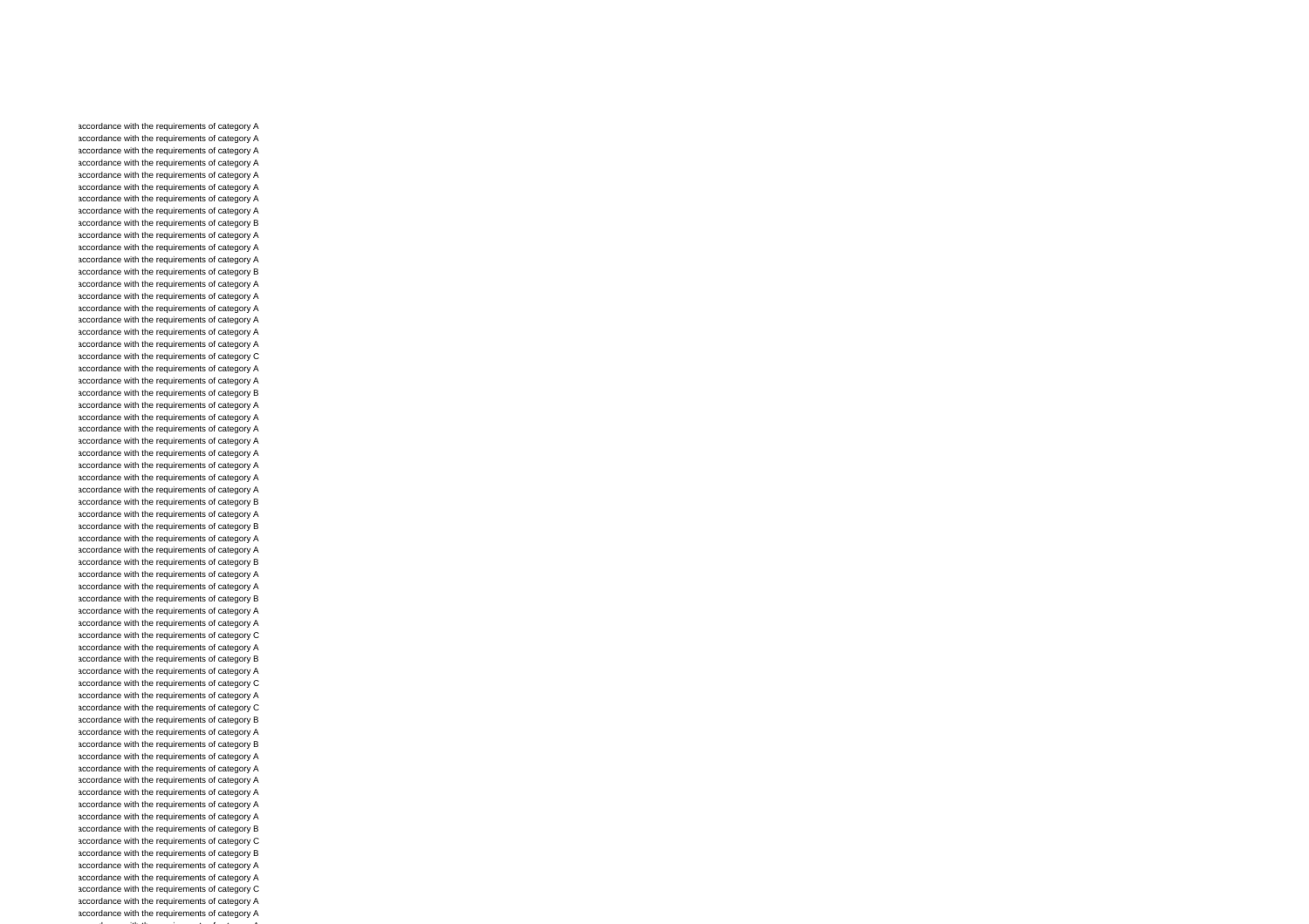accordance with the requirements of category A
accordance with the requirements of category A
accordance with the requirements of category A
accordance with the requirements of category A
accordance with the requirements of category A
accordance with the requirements of category A
accordance with the requirements of category A
accordance with the requirements of category A
accordance with the requirements of category B
accordance with the requirements of category A
accordance with the requirements of category A
accordance with the requirements of category A
accordance with the requirements of category B
accordance with the requirements of category A
accordance with the requirements of category A
accordance with the requirements of category A
accordance with the requirements of category A
accordance with the requirements of category A
accordance with the requirements of category A
accordance with the requirements of category C
accordance with the requirements of category A
accordance with the requirements of category A
accordance with the requirements of category B
accordance with the requirements of category A
accordance with the requirements of category A
accordance with the requirements of category A
accordance with the requirements of category A
accordance with the requirements of category A
accordance with the requirements of category A
accordance with the requirements of category A
accordance with the requirements of category A
accordance with the requirements of category B
accordance with the requirements of category A
accordance with the requirements of category B
accordance with the requirements of category A
accordance with the requirements of category A
accordance with the requirements of category B
accordance with the requirements of category A
accordance with the requirements of category A
accordance with the requirements of category B
accordance with the requirements of category A
accordance with the requirements of category A
accordance with the requirements of category C
accordance with the requirements of category A
accordance with the requirements of category B
accordance with the requirements of category A
accordance with the requirements of category C
accordance with the requirements of category A
accordance with the requirements of category C
accordance with the requirements of category B
accordance with the requirements of category A
accordance with the requirements of category B
accordance with the requirements of category A
accordance with the requirements of category A
accordance with the requirements of category A
accordance with the requirements of category A
accordance with the requirements of category A
accordance with the requirements of category A
accordance with the requirements of category B
accordance with the requirements of category C
accordance with the requirements of category B
accordance with the requirements of category A
accordance with the requirements of category A
accordance with the requirements of category C
accordance with the requirements of category A
accordance with the requirements of category A